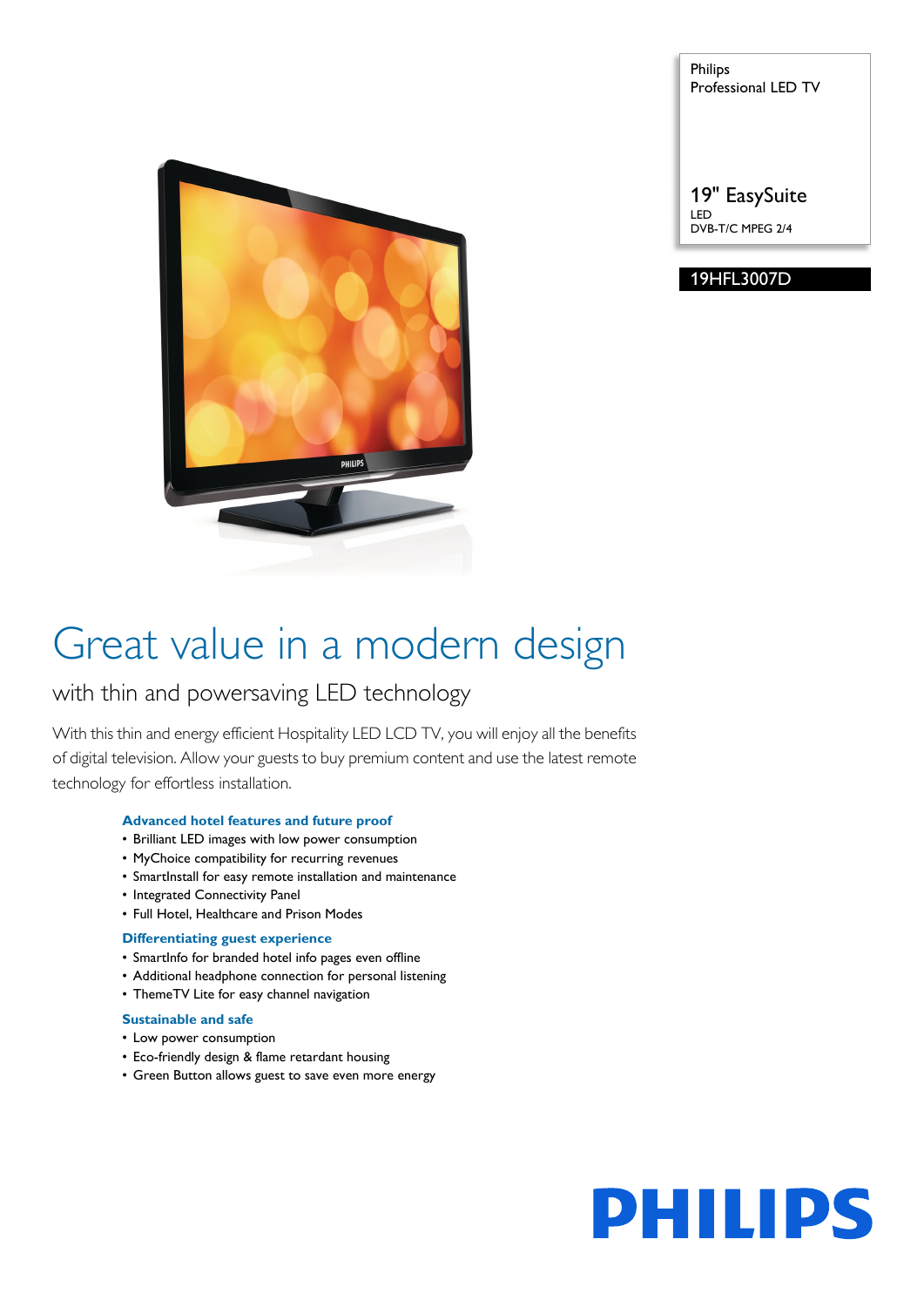Philips
Professional LED TV

19" EasySuite
LED
DVB-T/C MPEG 2/4

19HFL3007D

# Great value in a modern design

## with thin and powersaving LED technology

With this thin and energy efficient Hospitality LED LCD TV, you will enjoy all the benefits of digital television. Allow your guests to buy premium content and use the latest remote technology for effortless installation.

### Advanced hotel features and future proof

- Brilliant LED images with low power consumption
- MyChoice compatibility for recurring revenues
- SmartInstall for easy remote installation and maintenance
- Integrated Connectivity Panel
- Full Hotel, Healthcare and Prison Modes

### Differentiating guest experience

- SmartInfo for branded hotel info pages even offline
- Additional headphone connection for personal listening
- ThemeTV Lite for easy channel navigation

### Sustainable and safe

- Low power consumption
- Eco-friendly design & flame retardant housing
- Green Button allows guest to save even more energy

PHILIPS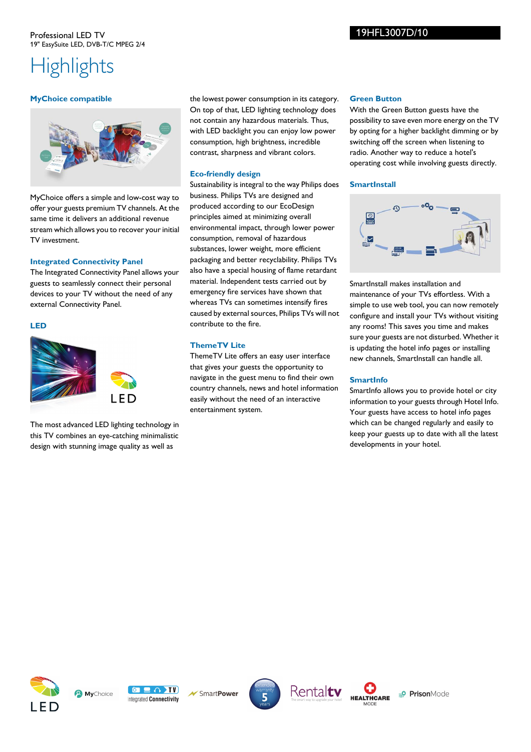Professional LED TV
19" EasySuite LED, DVB-T/C MPEG 2/4

19HFL3007D/10

# Highlights

### MyChoice compatible

MyChoice offers a simple and low-cost way to offer your guests premium TV channels. At the same time it delivers an additional revenue stream which allows you to recover your initial TV investment.

### Integrated Connectivity Panel

The Integrated Connectivity Panel allows your guests to seamlessly connect their personal devices to your TV without the need of any external Connectivity Panel.

### LED

The most advanced LED lighting technology in this TV combines an eye-catching minimalistic design with stunning image quality as well as the lowest power consumption in its category. On top of that, LED lighting technology does not contain any hazardous materials. Thus, with LED backlight you can enjoy low power consumption, high brightness, incredible contrast, sharpness and vibrant colors.

### Eco-friendly design

Sustainability is integral to the way Philips does business. Philips TVs are designed and produced according to our EcoDesign principles aimed at minimizing overall environmental impact, through lower power consumption, removal of hazardous substances, lower weight, more efficient packaging and better recyclability. Philips TVs also have a special housing of flame retardant material. Independent tests carried out by emergency fire services have shown that whereas TVs can sometimes intensify fires caused by external sources, Philips TVs will not contribute to the fire.

### ThemeTV Lite

ThemeTV Lite offers an easy user interface that gives your guests the opportunity to navigate in the guest menu to find their own country channels, news and hotel information easily without the need of an interactive entertainment system.

### Green Button

With the Green Button guests have the possibility to save even more energy on the TV by opting for a higher backlight dimming or by switching off the screen when listening to radio. Another way to reduce a hotel's operating cost while involving guests directly.

### SmartInstall

SmartInstall makes installation and maintenance of your TVs effortless. With a simple to use web tool, you can now remotely configure and install your TVs without visiting any rooms! This saves you time and makes sure your guests are not disturbed. Whether it is updating the hotel info pages or installing new channels, SmartInstall can handle all.

### SmartInfo

SmartInfo allows you to provide hotel or city information to your guests through Hotel Info. Your guests have access to hotel info pages which can be changed regularly and easily to keep your guests up to date with all the latest developments in your hotel.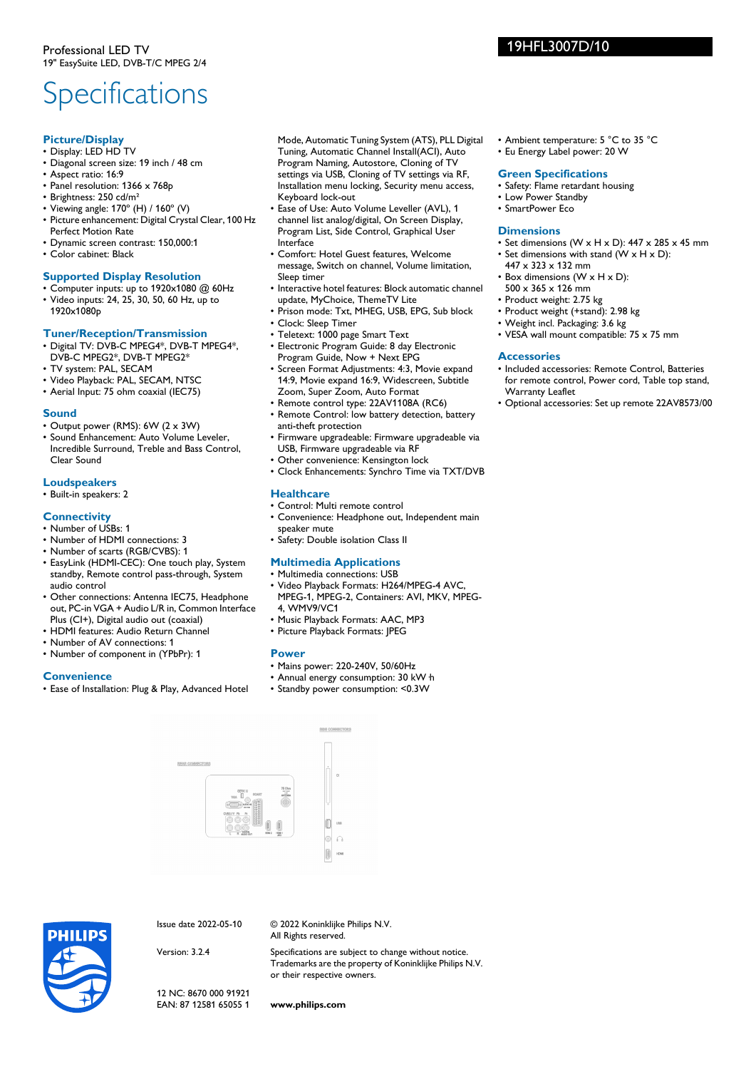Professional LED TV
19" EasySuite LED, DVB-T/C MPEG 2/4

19HFL3007D/10

# Specifications

## Picture/Display

- Display: LED HD TV
- Diagonal screen size: 19 inch / 48 cm
- Aspect ratio: 16:9
- Panel resolution: 1366 x 768p
- Brightness: 250 cd/m²
- Viewing angle: 170º (H) / 160º (V)
- Picture enhancement: Digital Crystal Clear, 100 Hz Perfect Motion Rate
- Dynamic screen contrast: 150,000:1
- Color cabinet: Black

## Supported Display Resolution

- Computer inputs: up to 1920x1080 @ 60Hz
- Video inputs: 24, 25, 30, 50, 60 Hz, up to 1920x1080p

## Tuner/Reception/Transmission

- Digital TV: DVB-C MPEG4*, DVB-T MPEG4*, DVB-C MPEG2*, DVB-T MPEG2*
- TV system: PAL, SECAM
- Video Playback: PAL, SECAM, NTSC
- Aerial Input: 75 ohm coaxial (IEC75)

## Sound

- Output power (RMS): 6W (2 x 3W)
- Sound Enhancement: Auto Volume Leveler, Incredible Surround, Treble and Bass Control, Clear Sound

## Loudspeakers

- Built-in speakers: 2

## Connectivity

- Number of USBs: 1
- Number of HDMI connections: 3
- Number of scarts (RGB/CVBS): 1
- EasyLink (HDMI-CEC): One touch play, System standby, Remote control pass-through, System audio control
- Other connections: Antenna IEC75, Headphone out, PC-in VGA + Audio L/R in, Common Interface Plus (CI+), Digital audio out (coaxial)
- HDMI features: Audio Return Channel
- Number of AV connections: 1
- Number of component in (YPbPr): 1

## Convenience

- Ease of Installation: Plug & Play, Advanced Hotel Mode, Automatic Tuning System (ATS), PLL Digital Tuning, Automatic Channel Install(ACI), Auto Program Naming, Autostore, Cloning of TV settings via USB, Cloning of TV settings via RF, Installation menu locking, Security menu access, Keyboard lock-out
- Ease of Use: Auto Volume Leveller (AVL), 1 channel list analog/digital, On Screen Display, Program List, Side Control, Graphical User Interface
- Comfort: Hotel Guest features, Welcome message, Switch on channel, Volume limitation, Sleep timer
- Interactive hotel features: Block automatic channel update, MyChoice, ThemeTV Lite
- Prison mode: Txt, MHEG, USB, EPG, Sub block
- Clock: Sleep Timer
- Teletext: 1000 page Smart Text
- Electronic Program Guide: 8 day Electronic Program Guide, Now + Next EPG
- Screen Format Adjustments: 4:3, Movie expand 14:9, Movie expand 16:9, Widescreen, Subtitle Zoom, Super Zoom, Auto Format
- Remote control type: 22AV1108A (RC6)
- Remote Control: low battery detection, battery anti-theft protection
- Firmware upgradeable: Firmware upgradeable via USB, Firmware upgradeable via RF
- Other convenience: Kensington lock
- Clock Enhancements: Synchro Time via TXT/DVB

## Healthcare

- Control: Multi remote control
- Convenience: Headphone out, Independent main speaker mute
- Safety: Double isolation Class II

## Multimedia Applications

- Multimedia connections: USB
- Video Playback Formats: H264/MPEG-4 AVC, MPEG-1, MPEG-2, Containers: AVI, MKV, MPEG-4, WMV9/VC1
- Music Playback Formats: AAC, MP3
- Picture Playback Formats: JPEG

## Power

- Mains power: 220-240V, 50/60Hz
- Annual energy consumption: 30 kW·h
- Standby power consumption: <0.3W
- Ambient temperature: 5 °C to 35 °C
- Eu Energy Label power: 20 W

## Green Specifications

- Safety: Flame retardant housing
- Low Power Standby
- SmartPower Eco

## Dimensions

- Set dimensions (W x H x D): 447 x 285 x 45 mm
- Set dimensions with stand (W x H x D): 447 x 323 x 132 mm
- Box dimensions (W x H x D): 500 x 365 x 126 mm
- Product weight: 2.75 kg
- Product weight (+stand): 2.98 kg
- Weight incl. Packaging: 3.6 kg
- VESA wall mount compatible: 75 x 75 mm

## Accessories

- Included accessories: Remote Control, Batteries for remote control, Power cord, Table top stand, Warranty Leaflet
- Optional accessories: Set up remote 22AV8573/00

Issue date 2022-05-10

Version: 3.2.4

12 NC: 8670 000 91921
EAN: 87 12581 65055 1

© 2022 Koninklijke Philips N.V.
All Rights reserved.

Specifications are subject to change without notice. Trademarks are the property of Koninklijke Philips N.V. or their respective owners.

www.philips.com